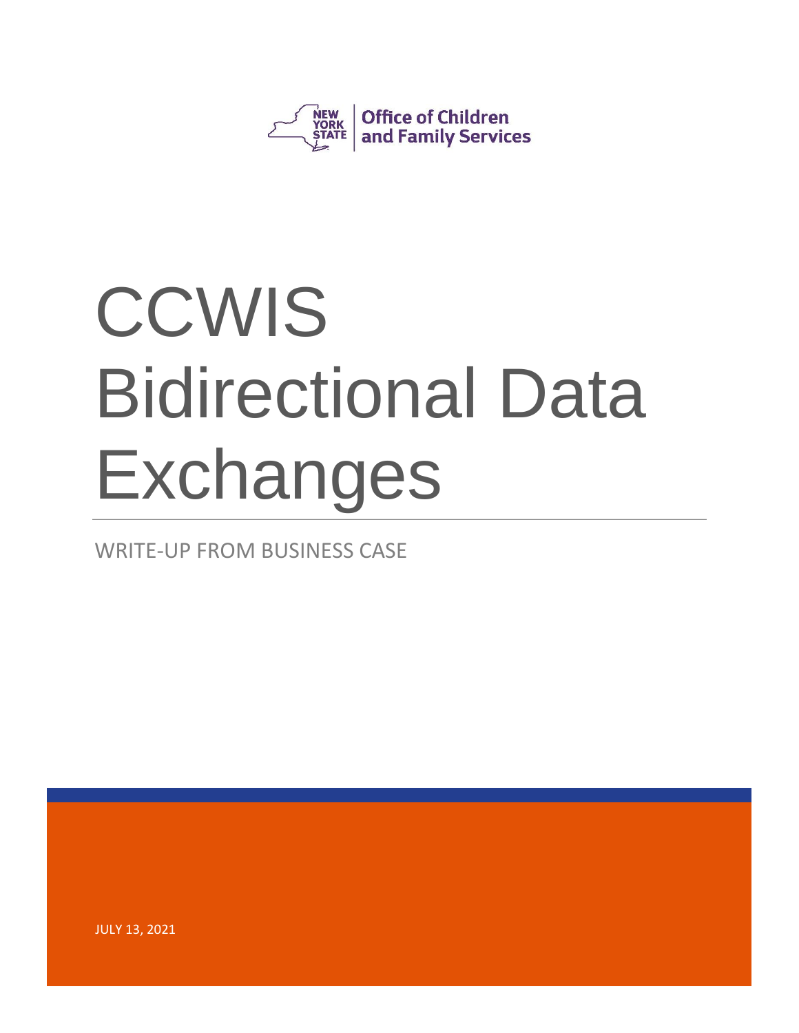NEW YORK STATE | Office of Children and Family Services

# CCWIS Bidirectional Data Exchanges

WRITE-UP FROM BUSINESS CASE

JULY 13, 2021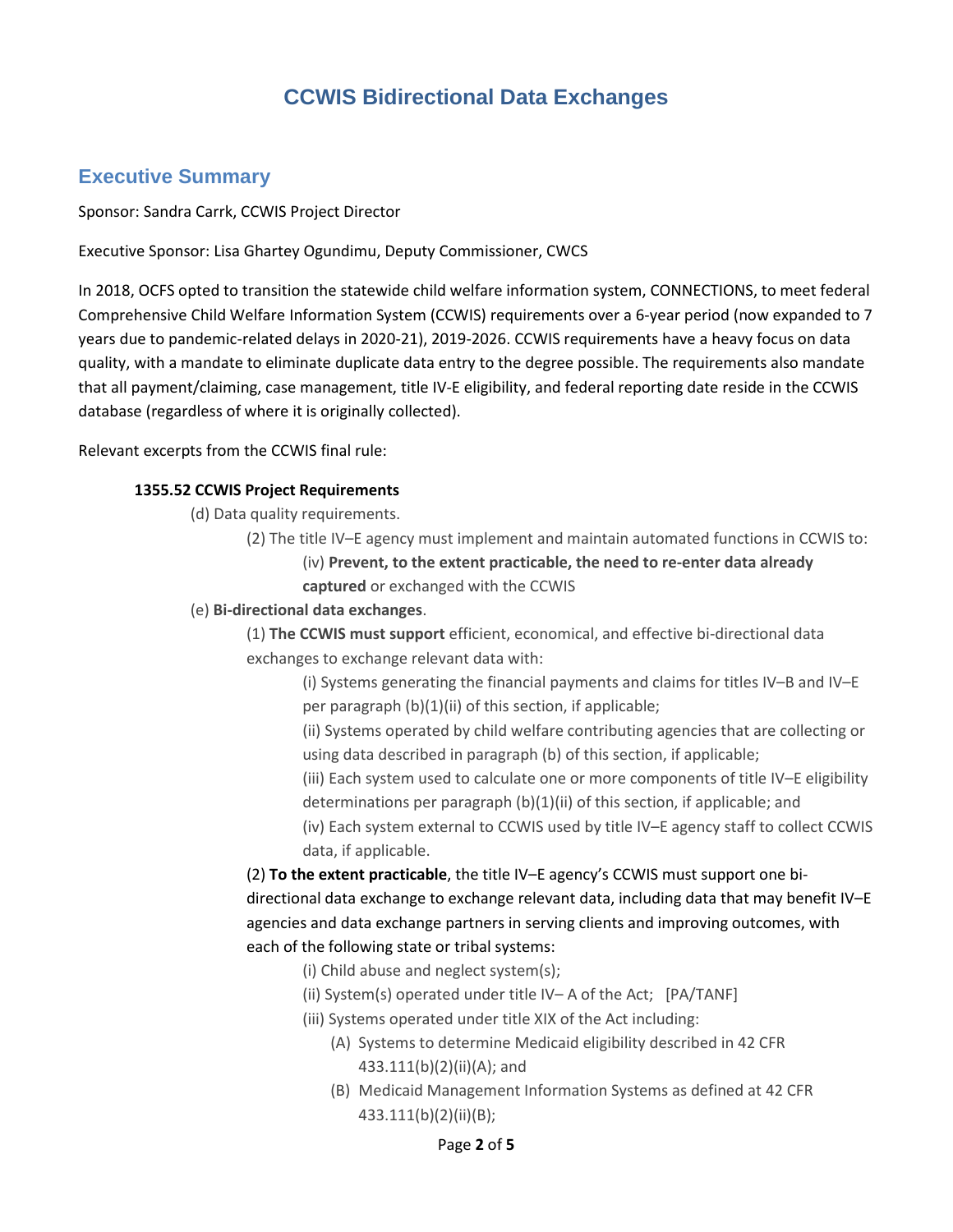# CCWIS Bidirectional Data Exchanges

## Executive Summary

Sponsor: Sandra Carrk, CCWIS Project Director

Executive Sponsor: Lisa Ghartey Ogundimu, Deputy Commissioner, CWCS

In 2018, OCFS opted to transition the statewide child welfare information system, CONNECTIONS, to meet federal Comprehensive Child Welfare Information System (CCWIS) requirements over a 6-year period (now expanded to 7 years due to pandemic-related delays in 2020-21), 2019-2026. CCWIS requirements have a heavy focus on data quality, with a mandate to eliminate duplicate data entry to the degree possible. The requirements also mandate that all payment/claiming, case management, title IV-E eligibility, and federal reporting date reside in the CCWIS database (regardless of where it is originally collected).

Relevant excerpts from the CCWIS final rule:

**1355.52 CCWIS Project Requirements**

- (d) Data quality requirements.
  - (2) The title IV–E agency must implement and maintain automated functions in CCWIS to:
    - (iv) **Prevent, to the extent practicable, the need to re-enter data already captured** or exchanged with the CCWIS
- (e) **Bi-directional data exchanges**.
  - (1) **The CCWIS must support** efficient, economical, and effective bi-directional data exchanges to exchange relevant data with:
    - (i) Systems generating the financial payments and claims for titles IV–B and IV–E per paragraph (b)(1)(ii) of this section, if applicable;
    - (ii) Systems operated by child welfare contributing agencies that are collecting or using data described in paragraph (b) of this section, if applicable;
    - (iii) Each system used to calculate one or more components of title IV–E eligibility determinations per paragraph (b)(1)(ii) of this section, if applicable; and
    - (iv) Each system external to CCWIS used by title IV–E agency staff to collect CCWIS data, if applicable.
  - (2) **To the extent practicable**, the title IV–E agency's CCWIS must support one bi-directional data exchange to exchange relevant data, including data that may benefit IV–E agencies and data exchange partners in serving clients and improving outcomes, with each of the following state or tribal systems:
    - (i) Child abuse and neglect system(s);
    - (ii) System(s) operated under title IV– A of the Act; [PA/TANF]
    - (iii) Systems operated under title XIX of the Act including:
      - (A) Systems to determine Medicaid eligibility described in 42 CFR 433.111(b)(2)(ii)(A); and
      - (B) Medicaid Management Information Systems as defined at 42 CFR 433.111(b)(2)(ii)(B);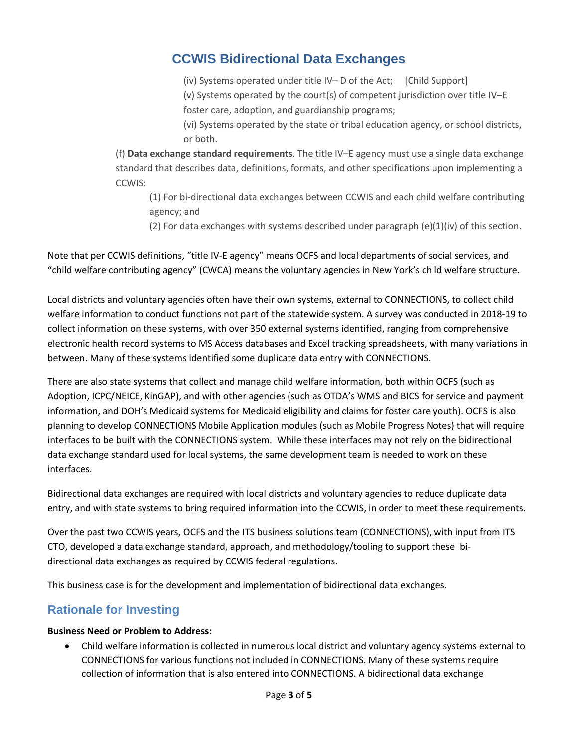# CCWIS Bidirectional Data Exchanges

(iv) Systems operated under title IV– D of the Act; [Child Support]

(v) Systems operated by the court(s) of competent jurisdiction over title IV–E foster care, adoption, and guardianship programs;

(vi) Systems operated by the state or tribal education agency, or school districts, or both.

(f) **Data exchange standard requirements**. The title IV–E agency must use a single data exchange standard that describes data, definitions, formats, and other specifications upon implementing a CCWIS:

(1) For bi-directional data exchanges between CCWIS and each child welfare contributing agency; and

(2) For data exchanges with systems described under paragraph (e)(1)(iv) of this section.

Note that per CCWIS definitions, "title IV-E agency" means OCFS and local departments of social services, and "child welfare contributing agency" (CWCA) means the voluntary agencies in New York's child welfare structure.

Local districts and voluntary agencies often have their own systems, external to CONNECTIONS, to collect child welfare information to conduct functions not part of the statewide system. A survey was conducted in 2018-19 to collect information on these systems, with over 350 external systems identified, ranging from comprehensive electronic health record systems to MS Access databases and Excel tracking spreadsheets, with many variations in between. Many of these systems identified some duplicate data entry with CONNECTIONS.

There are also state systems that collect and manage child welfare information, both within OCFS (such as Adoption, ICPC/NEICE, KinGAP), and with other agencies (such as OTDA's WMS and BICS for service and payment information, and DOH's Medicaid systems for Medicaid eligibility and claims for foster care youth). OCFS is also planning to develop CONNECTIONS Mobile Application modules (such as Mobile Progress Notes) that will require interfaces to be built with the CONNECTIONS system. While these interfaces may not rely on the bidirectional data exchange standard used for local systems, the same development team is needed to work on these interfaces.

Bidirectional data exchanges are required with local districts and voluntary agencies to reduce duplicate data entry, and with state systems to bring required information into the CCWIS, in order to meet these requirements.

Over the past two CCWIS years, OCFS and the ITS business solutions team (CONNECTIONS), with input from ITS CTO, developed a data exchange standard, approach, and methodology/tooling to support these bi-directional data exchanges as required by CCWIS federal regulations.

This business case is for the development and implementation of bidirectional data exchanges.

## Rationale for Investing

**Business Need or Problem to Address:**

- Child welfare information is collected in numerous local district and voluntary agency systems external to CONNECTIONS for various functions not included in CONNECTIONS. Many of these systems require collection of information that is also entered into CONNECTIONS. A bidirectional data exchange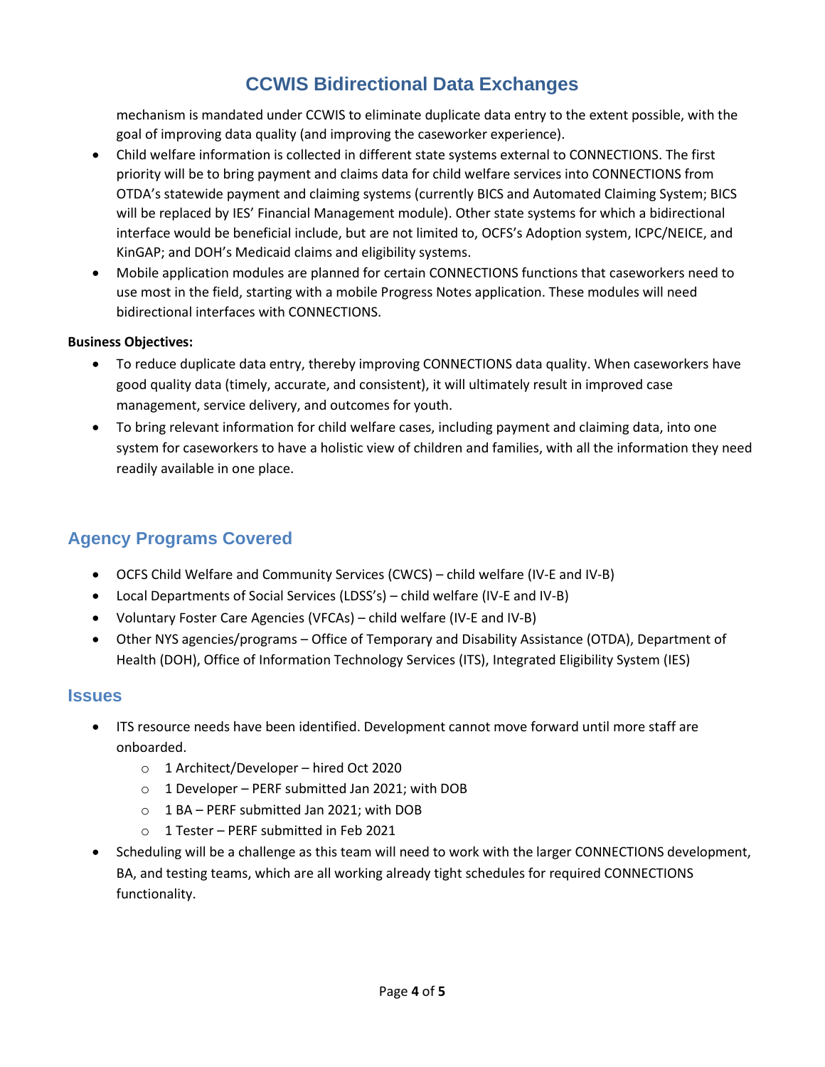mechanism is mandated under CCWIS to eliminate duplicate data entry to the extent possible, with the goal of improving data quality (and improving the caseworker experience).

- Child welfare information is collected in different state systems external to CONNECTIONS. The first priority will be to bring payment and claims data for child welfare services into CONNECTIONS from OTDA's statewide payment and claiming systems (currently BICS and Automated Claiming System; BICS will be replaced by IES' Financial Management module). Other state systems for which a bidirectional interface would be beneficial include, but are not limited to, OCFS's Adoption system, ICPC/NEICE, and KinGAP; and DOH's Medicaid claims and eligibility systems.
- Mobile application modules are planned for certain CONNECTIONS functions that caseworkers need to use most in the field, starting with a mobile Progress Notes application. These modules will need bidirectional interfaces with CONNECTIONS.

**Business Objectives:**

- To reduce duplicate data entry, thereby improving CONNECTIONS data quality. When caseworkers have good quality data (timely, accurate, and consistent), it will ultimately result in improved case management, service delivery, and outcomes for youth.
- To bring relevant information for child welfare cases, including payment and claiming data, into one system for caseworkers to have a holistic view of children and families, with all the information they need readily available in one place.

## Agency Programs Covered

- OCFS Child Welfare and Community Services (CWCS) – child welfare (IV-E and IV-B)
- Local Departments of Social Services (LDSS's) – child welfare (IV-E and IV-B)
- Voluntary Foster Care Agencies (VFCAs) – child welfare (IV-E and IV-B)
- Other NYS agencies/programs – Office of Temporary and Disability Assistance (OTDA), Department of Health (DOH), Office of Information Technology Services (ITS), Integrated Eligibility System (IES)

## Issues

- ITS resource needs have been identified. Development cannot move forward until more staff are onboarded.
  - 1 Architect/Developer – hired Oct 2020
  - 1 Developer – PERF submitted Jan 2021; with DOB
  - 1 BA – PERF submitted Jan 2021; with DOB
  - 1 Tester – PERF submitted in Feb 2021
- Scheduling will be a challenge as this team will need to work with the larger CONNECTIONS development, BA, and testing teams, which are all working already tight schedules for required CONNECTIONS functionality.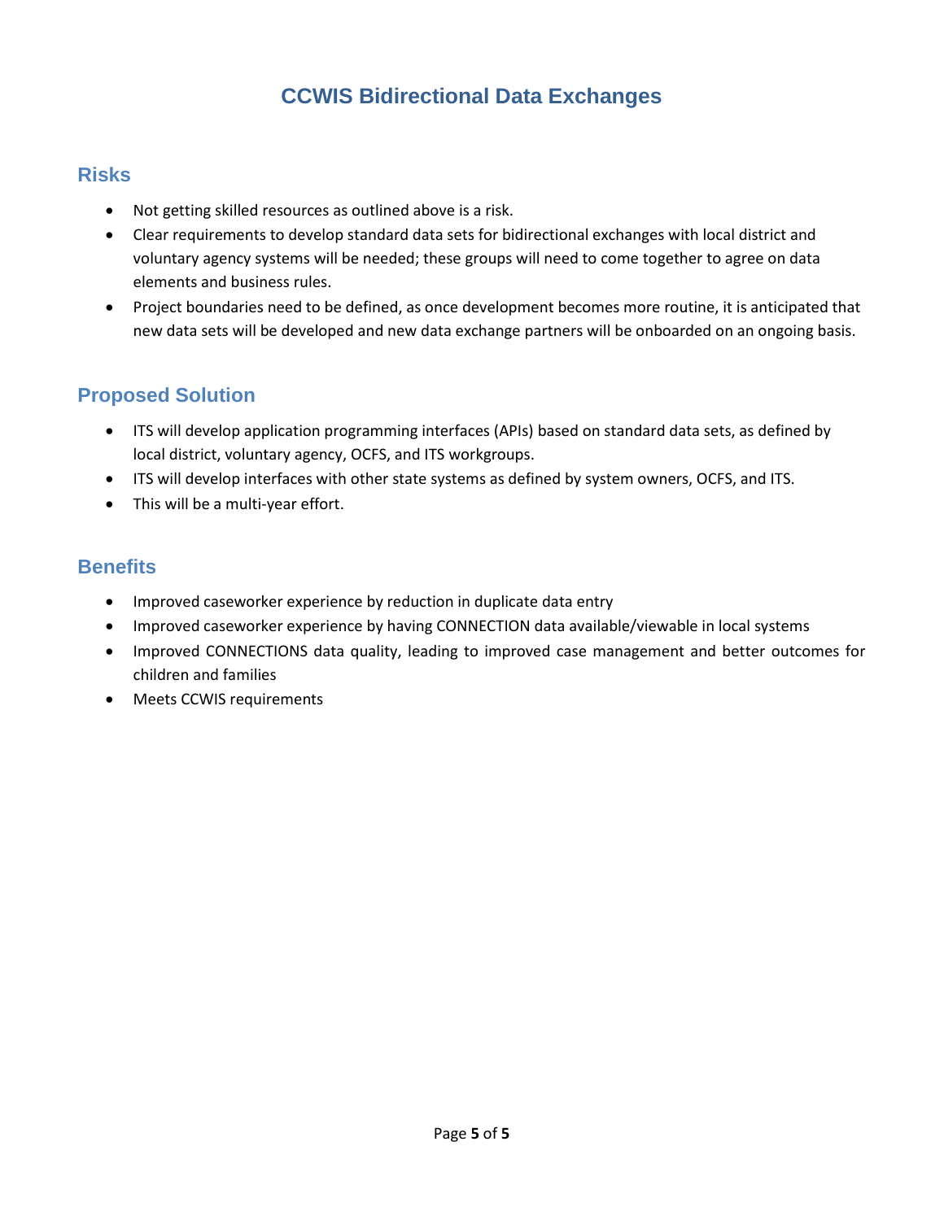# CCWIS Bidirectional Data Exchanges

## Risks

- Not getting skilled resources as outlined above is a risk.
- Clear requirements to develop standard data sets for bidirectional exchanges with local district and voluntary agency systems will be needed; these groups will need to come together to agree on data elements and business rules.
- Project boundaries need to be defined, as once development becomes more routine, it is anticipated that new data sets will be developed and new data exchange partners will be onboarded on an ongoing basis.

## Proposed Solution

- ITS will develop application programming interfaces (APIs) based on standard data sets, as defined by local district, voluntary agency, OCFS, and ITS workgroups.
- ITS will develop interfaces with other state systems as defined by system owners, OCFS, and ITS.
- This will be a multi-year effort.

## Benefits

- Improved caseworker experience by reduction in duplicate data entry
- Improved caseworker experience by having CONNECTION data available/viewable in local systems
- Improved CONNECTIONS data quality, leading to improved case management and better outcomes for children and families
- Meets CCWIS requirements